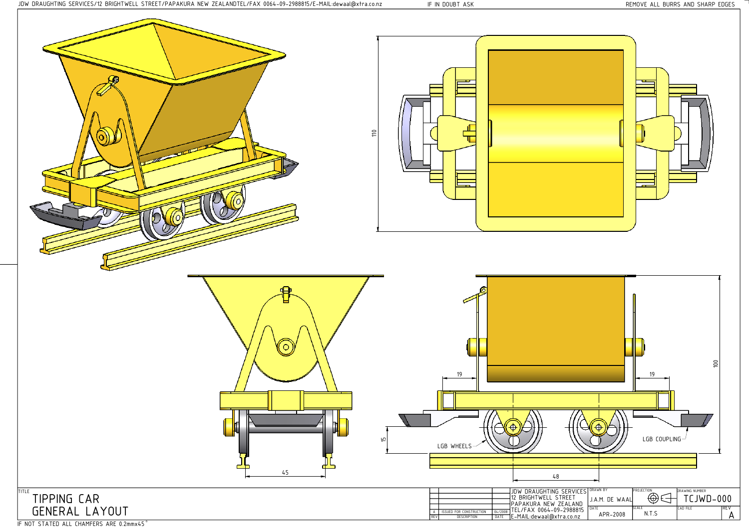JDW DRAUGHTING SERVICES/12 BRIGHTWELL STREET/PAPAKURA NEW ZEALANDTEL/FAX 0064-09-2988815/E-MAIL:dewaal@xtra.co.nz

IF IN DOUBT ASK

REMOVE ALL BURRS AND SHARP EDGES

110

19

19

100

15

LGB WHEELS

LGB COUPLING

45

48

| | | | |
|---|---|---|---|
| | | | |
| | | | |
| | | | |
| A | ISSUED FOR CONSTRUCTION | 04/2008 | |
| REV | DESCRIPTION | DATE | |

JDW DRAUGHTING SERVICES
12 BRIGHTWELL STREET
PAPAKURA NEW ZEALAND
TEL/FAX 0064-09-2988815
E-MAIL:dewaal@xtra.co.nz

| DRAWN BY | PROJECTION | DRAWING NUMBER | |
|---|---|---|---|
| J.A.M. DE WAAL | | TCJWD-000 | |
| DATE | SCALE | CAD FILE | REV |
| APR-2008 | N.T.S | | A |

TITLE
# TIPPING CAR
# GENERAL LAYOUT

IF NOT STATED ALL CHAMFERS ARE 0.2mmx45°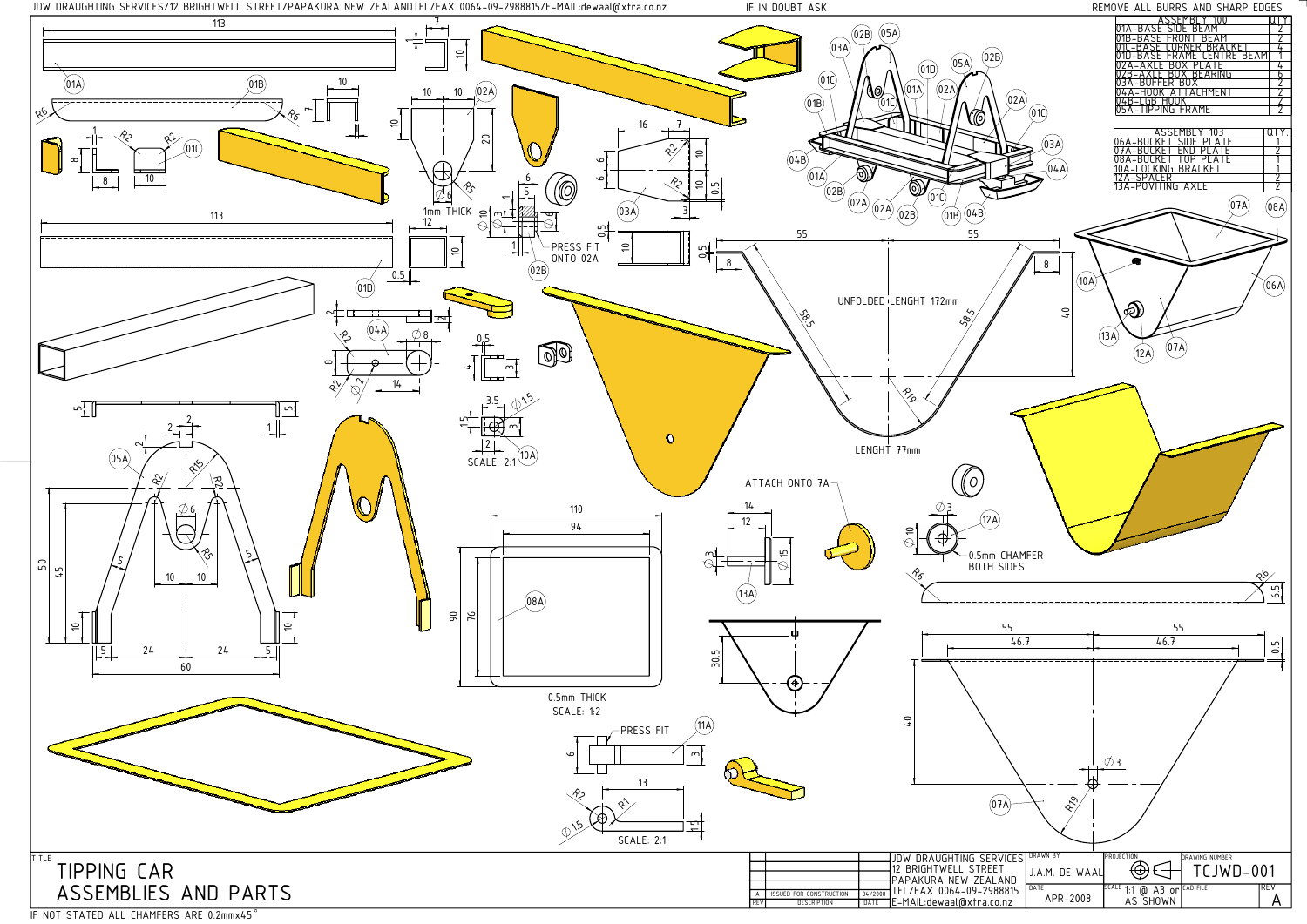JDW DRAUGHTING SERVICES/12 BRIGHTWELL STREET/PAPAKURA NEW ZEALANDTEL/FAX 0064-09-2988815/E-MAIL:dewaal@xtra.co.nz

IF IN DOUBT ASK

REMOVE ALL BURRS AND SHARP EDGES

| ASSEMBLY 100 | QTY. |
|---|---|
| 01A-BASE SIDE BEAM | 2 |
| 01B-BASE FRONT BEAM | 2 |
| 01C-BASE CORNER BRACKET | 4 |
| 01D-BASE FRAME CENTRE BEAM | 1 |
| 02A-AXLE BOX PLATE | 4 |
| 02B-AXLE BOX BEARING | 6 |
| 03A-BUFFER BOX | 2 |
| 04A-HOOK ATTACHMENT | 2 |
| 04B-LGB HOOK | 2 |
| 05A-TIPPING FRAME | 2 |

| ASSEMBLY 103 | QTY. |
|---|---|
| 06A-BUCKET SIDE PLATE | 1 |
| 07A-BUCKET END PLATE | 2 |
| 08A-BUCKET TOP PLATE | 1 |
| 10A-LOCKING BRACKET | 1 |
| 12A-SPACER | 2 |
| 13A-POVITING AXLE | 2 |

1mm THICK

PRESS FIT ONTO 02A

SCALE: 2:1

UNFOLDED LENGHT 172mm

LENGHT 77mm

ATTACH ONTO 7A

0.5mm CHAMFER BOTH SIDES

0.5mm THICK
SCALE: 1:2

PRESS FIT

SCALE: 2:1

TITLE
# TIPPING CAR
# ASSEMBLIES AND PARTS

| REV | DESCRIPTION | DATE |
|---|---|---|
| A | ISSUED FOR CONSTRUCTION | 04/2008 |

JDW DRAUGHTING SERVICES
12 BRIGHTWELL STREET
PAPAKURA NEW ZEALAND
TEL/FAX 0064-09-2988815
E-MAIL:dewaal@xtra.co.nz

DRAWN BY: J.A.M. DE WAAL
DATE: APR-2008
PROJECTION
SCALE: 1:1 @ A3 or AS SHOWN
CAD FILE
DRAWING NUMBER: TCJWD-001
REV: A

IF NOT STATED ALL CHAMFERS ARE 0.2mmx45°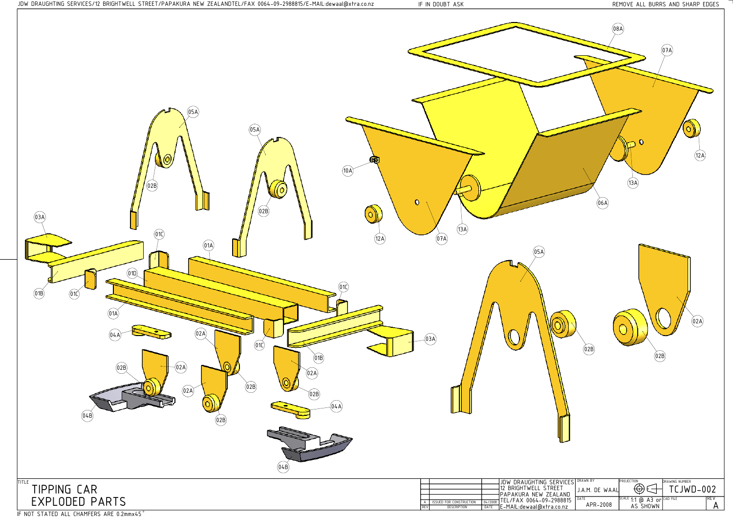IF IN DOUBT ASK

REMOVE ALL BURRS AND SHARP EDGES

08A
07A
12A
13A
06A
10A
12A
07A
13A
05A
05A
02B
02B
03A
01C
01A
01D
01B
01C
01A
01C
03A
01C
01B
04A
02A
02B
02A
02A
02B
02A
02B
02B
04A
04B
04B
05A
02B
02B
02A

TITLE

# TIPPING CAR EXPLODED PARTS

| REV | DESCRIPTION | DATE |
|---|---|---|
| A | ISSUED FOR CONSTRUCTION | 04/2008 |

JDW DRAUGHTING SERVICES
12 BRIGHTWELL STREET
PAPAKURA NEW ZEALAND
TEL/FAX 0064-09-2988815
E-MAIL:dewaal@xtra.co.nz

| DRAWN BY | PROJECTION | DRAWING NUMBER | |
|---|---|---|---|
| J.A.M. DE WAAL | | TCJWD-002 | |
| DATE | SCALE | CAD FILE | REV |
| APR-2008 | 1:1 @ A3 or AS SHOWN | | A |

IF NOT STATED ALL CHAMFERS ARE 0.2mmx45°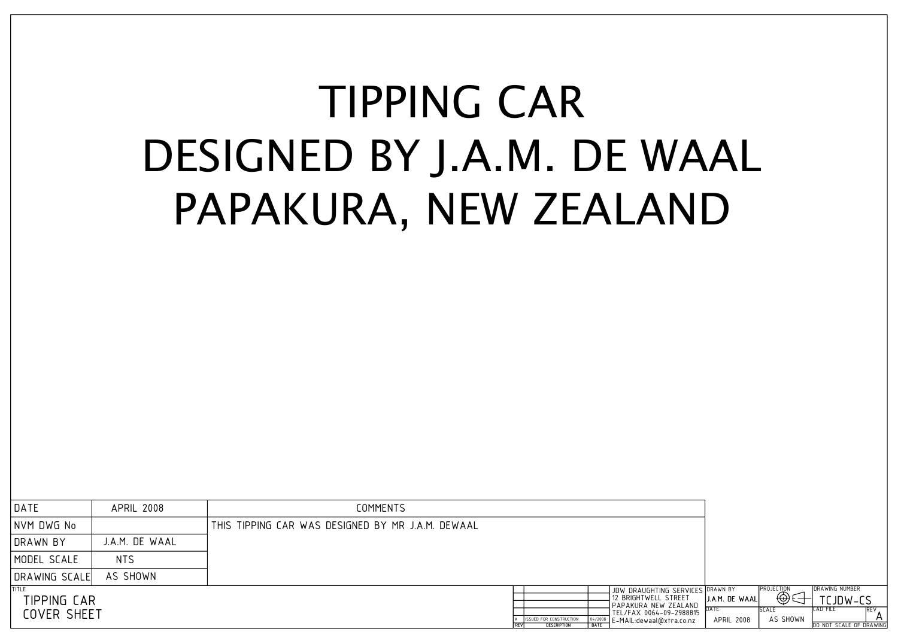# TIPPING CAR
# DESIGNED BY J.A.M. DE WAAL
# PAPAKURA, NEW ZEALAND

| | | |
|---|---|---|
| DATE | APRIL 2008 | COMMENTS |
| NVM DWG No | | THIS TIPPING CAR WAS DESIGNED BY MR J.A.M. DEWAAL |
| DRAWN BY | J.A.M. DE WAAL | |
| MODEL SCALE | NTS | |
| DRAWING SCALE | AS SHOWN | |

TITLE
TIPPING CAR
COVER SHEET

| REV | DESCRIPTION | DATE |
|---|---|---|
| A | ISSUED FOR CONSTRUCTION | 04/2008 |

JDW DRAUGHTING SERVICES
12 BRIGHTWELL STREET
PAPAKURA NEW ZEALAND
TEL/FAX 0064-09-2988815
E-MAIL:dewaal@xtra.co.nz

| | | |
|---|---|---|
| DRAWN BY: J.A.M. DE WAAL | PROJECTION | DRAWING NUMBER: TCJDW-CS |
| DATE: APRIL 2008 | SCALE: AS SHOWN | CAD FILE / REV: A |

DO NOT SCALE OF DRAWING